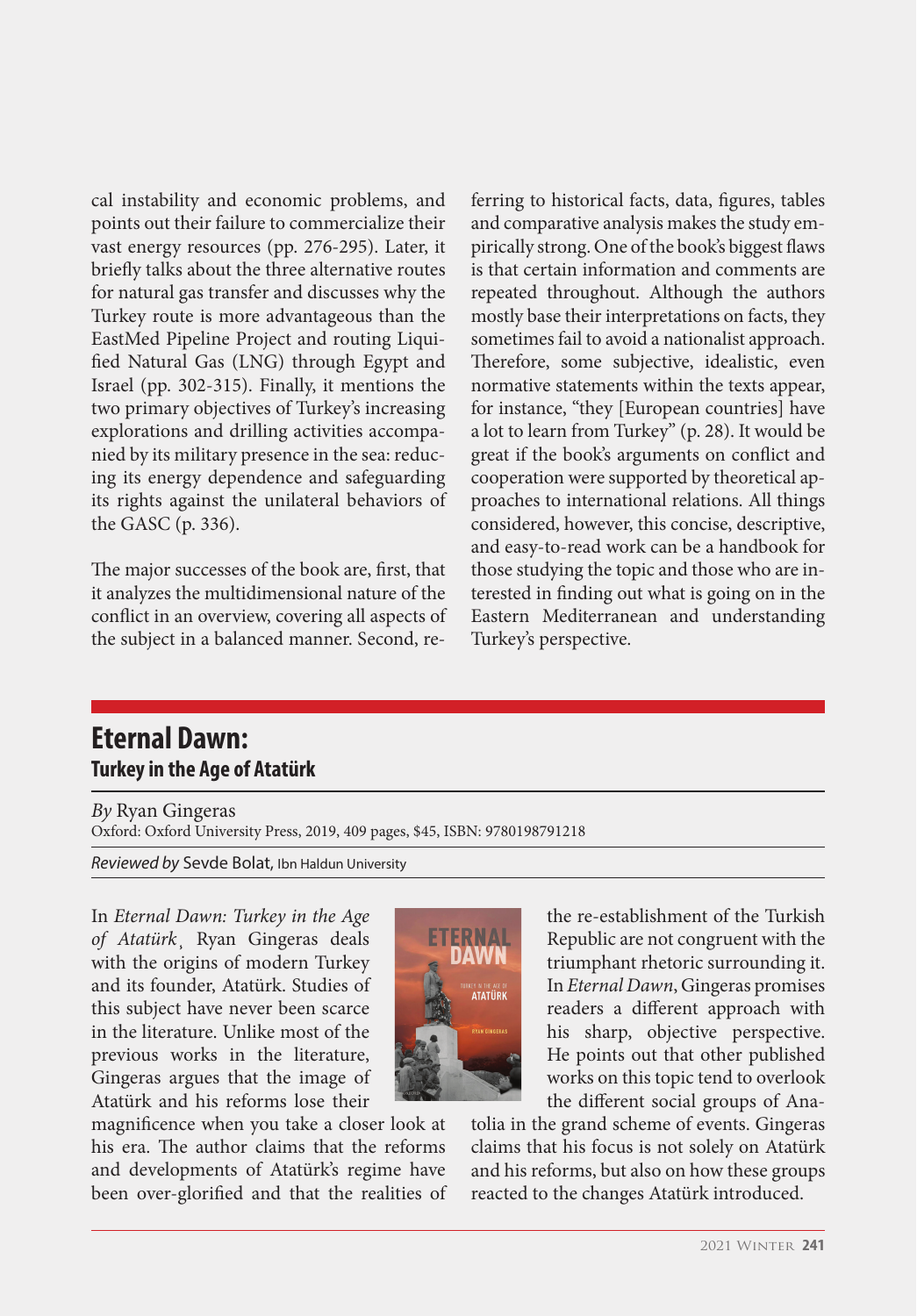cal instability and economic problems, and points out their failure to commercialize their vast energy resources (pp. 276-295). Later, it briefly talks about the three alternative routes for natural gas transfer and discusses why the Turkey route is more advantageous than the EastMed Pipeline Project and routing Liquified Natural Gas (LNG) through Egypt and Israel (pp. 302-315). Finally, it mentions the two primary objectives of Turkey's increasing explorations and drilling activities accompanied by its military presence in the sea: reducing its energy dependence and safeguarding its rights against the unilateral behaviors of the GASC (p. 336).

The major successes of the book are, first, that it analyzes the multidimensional nature of the conflict in an overview, covering all aspects of the subject in a balanced manner. Second, referring to historical facts, data, figures, tables and comparative analysis makes the study empirically strong. One of the book's biggest flaws is that certain information and comments are repeated throughout. Although the authors mostly base their interpretations on facts, they sometimes fail to avoid a nationalist approach. Therefore, some subjective, idealistic, even normative statements within the texts appear, for instance, "they [European countries] have a lot to learn from Turkey" (p. 28). It would be great if the book's arguments on conflict and cooperation were supported by theoretical approaches to international relations. All things considered, however, this concise, descriptive, and easy-to-read work can be a handbook for those studying the topic and those who are interested in finding out what is going on in the Eastern Mediterranean and understanding Turkey's perspective.

## Eternal Dawn:
### Turkey in the Age of Atatürk

*By* Ryan Gingeras
Oxford: Oxford University Press, 2019, 409 pages, $45, ISBN: 9780198791218

*Reviewed by* Sevde Bolat, Ibn Haldun University

In *Eternal Dawn: Turkey in the Age of Atatürk*, Ryan Gingeras deals with the origins of modern Turkey and its founder, Atatürk. Studies of this subject have never been scarce in the literature. Unlike most of the previous works in the literature, Gingeras argues that the image of Atatürk and his reforms lose their magnificence when you take a closer look at his era. The author claims that the reforms and developments of Atatürk's regime have been over-glorified and that the realities of the re-establishment of the Turkish Republic are not congruent with the triumphant rhetoric surrounding it. In *Eternal Dawn*, Gingeras promises readers a different approach with his sharp, objective perspective. He points out that other published works on this topic tend to overlook the different social groups of Anatolia in the grand scheme of events. Gingeras claims that his focus is not solely on Atatürk and his reforms, but also on how these groups reacted to the changes Atatürk introduced.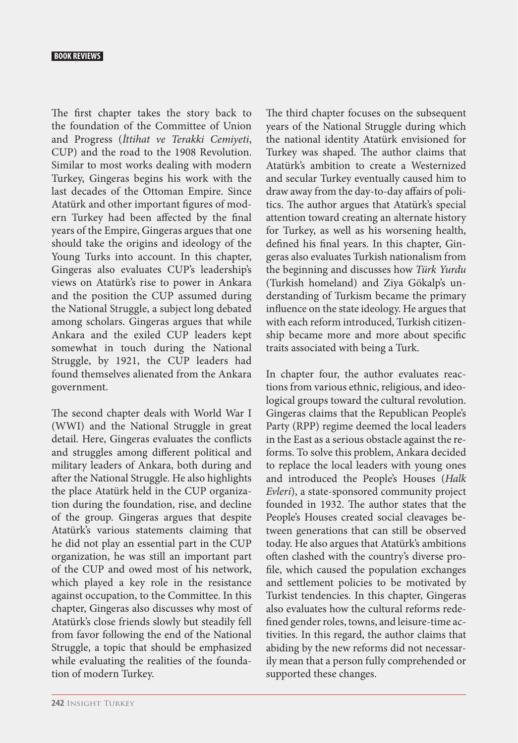The first chapter takes the story back to the foundation of the Committee of Union and Progress (*İttihat ve Terakki Cemiyeti*, CUP) and the road to the 1908 Revolution. Similar to most works dealing with modern Turkey, Gingeras begins his work with the last decades of the Ottoman Empire. Since Atatürk and other important figures of modern Turkey had been affected by the final years of the Empire, Gingeras argues that one should take the origins and ideology of the Young Turks into account. In this chapter, Gingeras also evaluates CUP's leadership's views on Atatürk's rise to power in Ankara and the position the CUP assumed during the National Struggle, a subject long debated among scholars. Gingeras argues that while Ankara and the exiled CUP leaders kept somewhat in touch during the National Struggle, by 1921, the CUP leaders had found themselves alienated from the Ankara government.

The second chapter deals with World War I (WWI) and the National Struggle in great detail. Here, Gingeras evaluates the conflicts and struggles among different political and military leaders of Ankara, both during and after the National Struggle. He also highlights the place Atatürk held in the CUP organization during the foundation, rise, and decline of the group. Gingeras argues that despite Atatürk's various statements claiming that he did not play an essential part in the CUP organization, he was still an important part of the CUP and owed most of his network, which played a key role in the resistance against occupation, to the Committee. In this chapter, Gingeras also discusses why most of Atatürk's close friends slowly but steadily fell from favor following the end of the National Struggle, a topic that should be emphasized while evaluating the realities of the foundation of modern Turkey.

The third chapter focuses on the subsequent years of the National Struggle during which the national identity Atatürk envisioned for Turkey was shaped. The author claims that Atatürk's ambition to create a Westernized and secular Turkey eventually caused him to draw away from the day-to-day affairs of politics. The author argues that Atatürk's special attention toward creating an alternate history for Turkey, as well as his worsening health, defined his final years. In this chapter, Gingeras also evaluates Turkish nationalism from the beginning and discusses how *Türk Yurdu* (Turkish homeland) and Ziya Gökalp's understanding of Turkism became the primary influence on the state ideology. He argues that with each reform introduced, Turkish citizenship became more and more about specific traits associated with being a Turk.

In chapter four, the author evaluates reactions from various ethnic, religious, and ideological groups toward the cultural revolution. Gingeras claims that the Republican People's Party (RPP) regime deemed the local leaders in the East as a serious obstacle against the reforms. To solve this problem, Ankara decided to replace the local leaders with young ones and introduced the People's Houses (*Halk Evleri*), a state-sponsored community project founded in 1932. The author states that the People's Houses created social cleavages between generations that can still be observed today. He also argues that Atatürk's ambitions often clashed with the country's diverse profile, which caused the population exchanges and settlement policies to be motivated by Turkist tendencies. In this chapter, Gingeras also evaluates how the cultural reforms redefined gender roles, towns, and leisure-time activities. In this regard, the author claims that abiding by the new reforms did not necessarily mean that a person fully comprehended or supported these changes.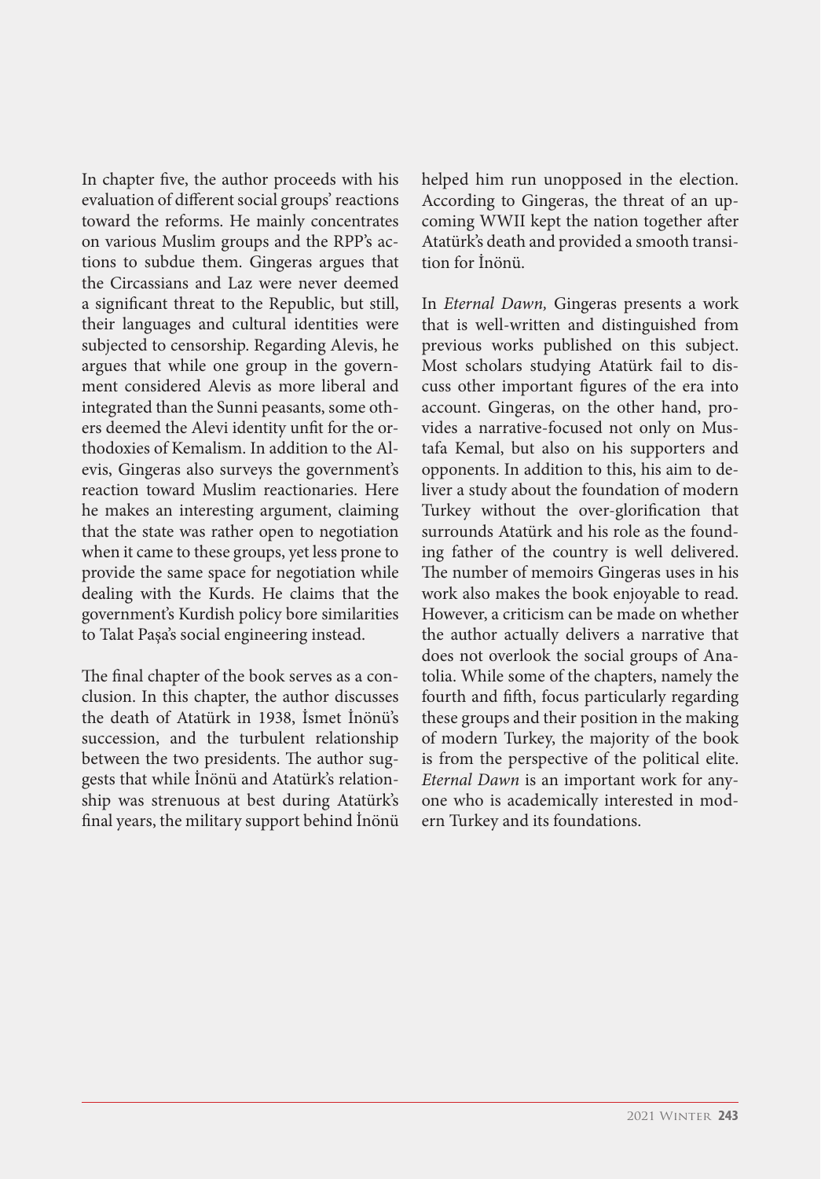In chapter five, the author proceeds with his evaluation of different social groups' reactions toward the reforms. He mainly concentrates on various Muslim groups and the RPP's actions to subdue them. Gingeras argues that the Circassians and Laz were never deemed a significant threat to the Republic, but still, their languages and cultural identities were subjected to censorship. Regarding Alevis, he argues that while one group in the government considered Alevis as more liberal and integrated than the Sunni peasants, some others deemed the Alevi identity unfit for the orthodoxies of Kemalism. In addition to the Alevis, Gingeras also surveys the government's reaction toward Muslim reactionaries. Here he makes an interesting argument, claiming that the state was rather open to negotiation when it came to these groups, yet less prone to provide the same space for negotiation while dealing with the Kurds. He claims that the government's Kurdish policy bore similarities to Talat Paşa's social engineering instead.

The final chapter of the book serves as a conclusion. In this chapter, the author discusses the death of Atatürk in 1938, İsmet İnönü's succession, and the turbulent relationship between the two presidents. The author suggests that while İnönü and Atatürk's relationship was strenuous at best during Atatürk's final years, the military support behind İnönü helped him run unopposed in the election. According to Gingeras, the threat of an upcoming WWII kept the nation together after Atatürk's death and provided a smooth transition for İnönü.

In *Eternal Dawn,* Gingeras presents a work that is well-written and distinguished from previous works published on this subject. Most scholars studying Atatürk fail to discuss other important figures of the era into account. Gingeras, on the other hand, provides a narrative-focused not only on Mustafa Kemal, but also on his supporters and opponents. In addition to this, his aim to deliver a study about the foundation of modern Turkey without the over-glorification that surrounds Atatürk and his role as the founding father of the country is well delivered. The number of memoirs Gingeras uses in his work also makes the book enjoyable to read. However, a criticism can be made on whether the author actually delivers a narrative that does not overlook the social groups of Anatolia. While some of the chapters, namely the fourth and fifth, focus particularly regarding these groups and their position in the making of modern Turkey, the majority of the book is from the perspective of the political elite. *Eternal Dawn* is an important work for anyone who is academically interested in modern Turkey and its foundations.